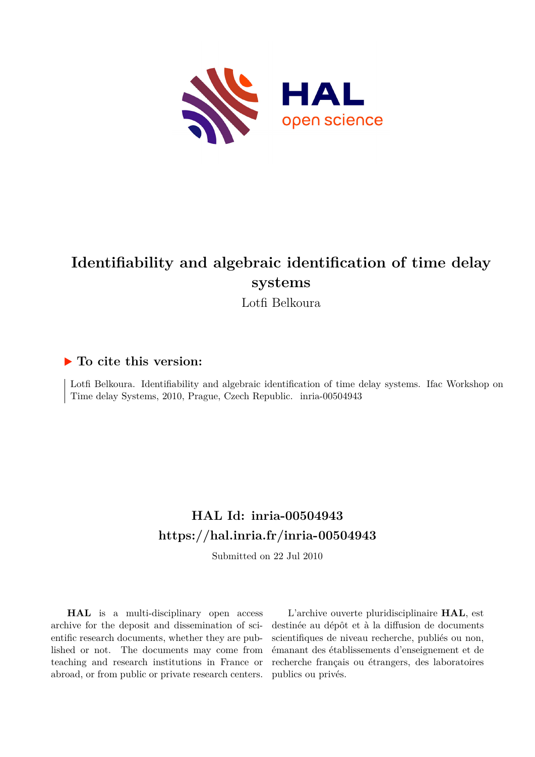# Identifiability and algebraic identification of time delay systems

Lotfi Belkoura

## ▶ To cite this version:

Lotfi Belkoura. Identifiability and algebraic identification of time delay systems. Ifac Workshop on Time delay Systems, 2010, Prague, Czech Republic. inria-00504943

## HAL Id: inria-00504943

## https://hal.inria.fr/inria-00504943

Submitted on 22 Jul 2010

**HAL** is a multi-disciplinary open access archive for the deposit and dissemination of scientific research documents, whether they are published or not. The documents may come from teaching and research institutions in France or abroad, or from public or private research centers.

L'archive ouverte pluridisciplinaire **HAL**, est destinée au dépôt et à la diffusion de documents scientifiques de niveau recherche, publiés ou non, émanant des établissements d'enseignement et de recherche français ou étrangers, des laboratoires publics ou privés.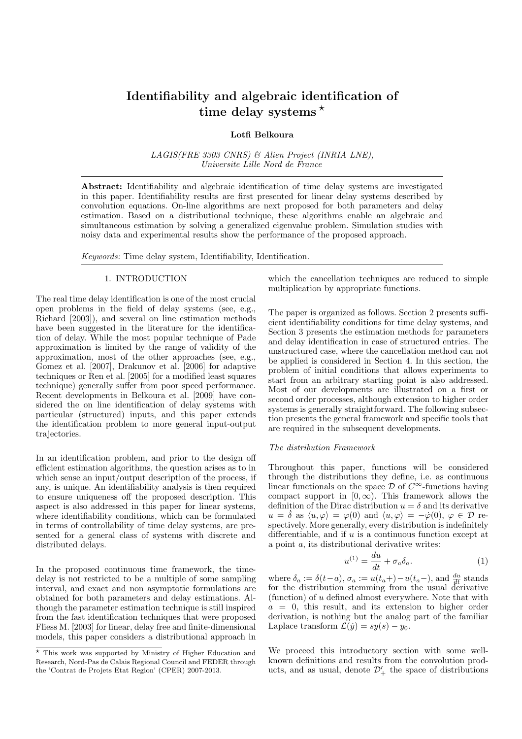# Identifiability and algebraic identification of time delay systems ⋆

**Lotfi Belkoura**

*LAGIS(FRE 3303 CNRS) & Alien Project (INRIA LNE), Universite Lille Nord de France*

**Abstract:** Identifiability and algebraic identification of time delay systems are investigated in this paper. Identifiability results are first presented for linear delay systems described by convolution equations. On-line algorithms are next proposed for both parameters and delay estimation. Based on a distributional technique, these algorithms enable an algebraic and simultaneous estimation by solving a generalized eigenvalue problem. Simulation studies with noisy data and experimental results show the performance of the proposed approach.

*Keywords:* Time delay system, Identifiability, Identification.

## 1. INTRODUCTION

The real time delay identification is one of the most crucial open problems in the field of delay systems (see, e.g., Richard [2003]), and several on line estimation methods have been suggested in the literature for the identification of delay. While the most popular technique of Pade approximation is limited by the range of validity of the approximation, most of the other approaches (see, e.g., Gomez et al. [2007], Drakunov et al. [2006] for adaptive techniques or Ren et al. [2005] for a modified least squares technique) generally suffer from poor speed performance. Recent developments in Belkoura et al. [2009] have considered the on line identification of delay systems with particular (structured) inputs, and this paper extends the identification problem to more general input-output trajectories.

In an identification problem, and prior to the design off efficient estimation algorithms, the question arises as to in which sense an input/output description of the process, if any, is unique. An identifiability analysis is then required to ensure uniqueness off the proposed description. This aspect is also addressed in this paper for linear systems, where identifiability conditions, which can be formulated in terms of controllability of time delay systems, are presented for a general class of systems with discrete and distributed delays.

In the proposed continuous time framework, the time-delay is not restricted to be a multiple of some sampling interval, and exact and non asymptotic formulations are obtained for both parameters and delay estimations. Although the parameter estimation technique is still inspired from the fast identification techniques that were proposed Fliess M. [2003] for linear, delay free and finite-dimensional models, this paper considers a distributional approach in which the cancellation techniques are reduced to simple multiplication by appropriate functions.

The paper is organized as follows. Section 2 presents sufficient identifiability conditions for time delay systems, and Section 3 presents the estimation methods for parameters and delay identification in case of structured entries. The unstructured case, where the cancellation method can not be applied is considered in Section 4. In this section, the problem of initial conditions that allows experiments to start from an arbitrary starting point is also addressed. Most of our developments are illustrated on a first or second order processes, although extension to higher order systems is generally straightforward. The following subsection presents the general framework and specific tools that are required in the subsequent developments.

*The distribution Framework*

Throughout this paper, functions will be considered through the distributions they define, i.e. as continuous linear functionals on the space $\mathcal{D}$ of $C^\infty$-functions having compact support in $[0,\infty)$. This framework allows the definition of the Dirac distribution $u = \delta$ and its derivative $u = \dot{\delta}$ as $\langle u, \varphi \rangle = \varphi(0)$ and $\langle u, \varphi \rangle = -\dot{\varphi}(0)$, $\varphi \in \mathcal{D}$ respectively. More generally, every distribution is indefinitely differentiable, and if $u$ is a continuous function except at a point $a$, its distributional derivative writes:

$$u^{(1)} = \frac{du}{dt} + \sigma_a \delta_a. \tag{1}$$

where $\delta_a := \delta(t-a)$, $\sigma_a := u(t_a+) - u(t_a-)$, and $\frac{du}{dt}$ stands for the distribution stemming from the usual derivative (function) of $u$ defined almost everywhere. Note that with $a = 0$, this result, and its extension to higher order derivation, is nothing but the analog part of the familiar Laplace transform $\mathcal{L}(\dot{y}) = sy(s) - y_0$.

We proceed this introductory section with some well-known definitions and results from the convolution products, and as usual, denote $\mathcal{D}'_+$ the space of distributions

⋆ This work was supported by Ministry of Higher Education and Research, Nord-Pas de Calais Regional Council and FEDER through the 'Contrat de Projets Etat Region' (CPER) 2007-2013.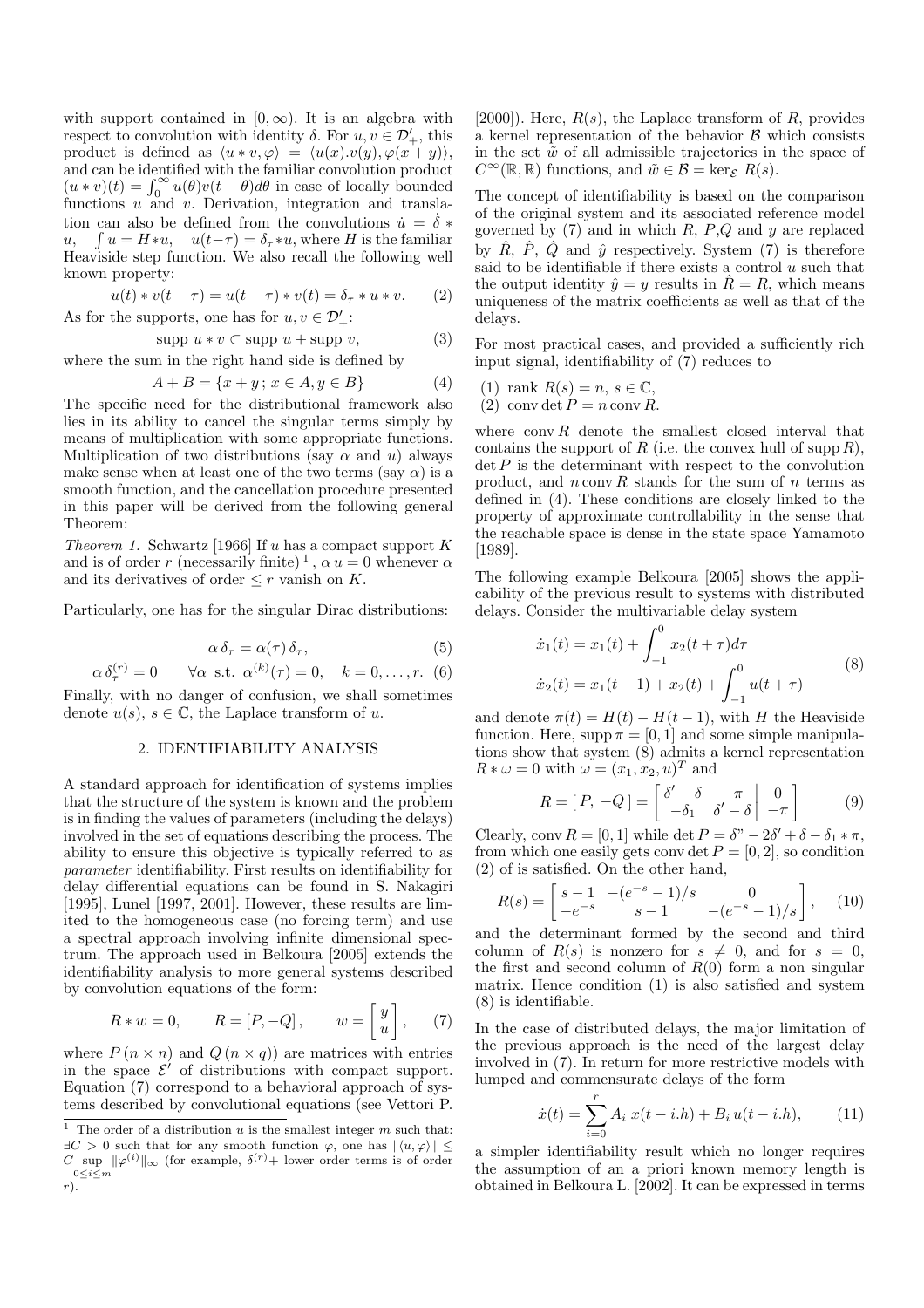with support contained in $[0, \infty)$. It is an algebra with respect to convolution with identity $\delta$. For $u, v \in \mathcal{D}'_+$, this product is defined as $\langle u * v, \varphi \rangle = \langle u(x).v(y), \varphi(x+y) \rangle$, and can be identified with the familiar convolution product $(u * v)(t) = \int_0^\infty u(\theta)v(t-\theta)d\theta$ in case of locally bounded functions $u$ and $v$. Derivation, integration and translation can also be defined from the convolutions $\dot{u} = \dot{\delta} * u$, $\int u = H * u$, $u(t - \tau) = \delta_\tau * u$, where $H$ is the familiar Heaviside step function. We also recall the following well known property:

$$u(t) * v(t - \tau) = u(t - \tau) * v(t) = \delta_\tau * u * v. \qquad (2)$$

As for the supports, one has for $u, v \in \mathcal{D}'_+$:

$$\text{supp } u * v \subset \text{supp } u + \text{supp } v, \qquad (3)$$

where the sum in the right hand side is defined by

$$A + B = \{x + y \,;\, x \in A, y \in B\} \qquad (4)$$

The specific need for the distributional framework also lies in its ability to cancel the singular terms simply by means of multiplication with some appropriate functions. Multiplication of two distributions (say $\alpha$ and $u$) always make sense when at least one of the two terms (say $\alpha$) is a smooth function, and the cancellation procedure presented in this paper will be derived from the following general Theorem:

*Theorem 1.* Schwartz [1966] If $u$ has a compact support $K$ and is of order $r$ (necessarily finite) [1], $\alpha\, u = 0$ whenever $\alpha$ and its derivatives of order $\leq r$ vanish on $K$.

Particularly, one has for the singular Dirac distributions:

$$\alpha\, \delta_\tau = \alpha(\tau)\, \delta_\tau, \qquad (5)$$

$$\alpha\, \delta_\tau^{(r)} = 0 \qquad \forall \alpha \text{ s.t. } \alpha^{(k)}(\tau) = 0, \quad k = 0, \ldots, r. \quad (6)$$

Finally, with no danger of confusion, we shall sometimes denote $u(s)$, $s \in \mathbb{C}$, the Laplace transform of $u$.

## 2. IDENTIFIABILITY ANALYSIS

A standard approach for identification of systems implies that the structure of the system is known and the problem is in finding the values of parameters (including the delays) involved in the set of equations describing the process. The ability to ensure this objective is typically referred to as *parameter* identifiability. First results on identifiability for delay differential equations can be found in S. Nakagiri [1995], Lunel [1997, 2001]. However, these results are limited to the homogeneous case (no forcing term) and use a spectral approach involving infinite dimensional spectrum. The approach used in Belkoura [2005] extends the identifiability analysis to more general systems described by convolution equations of the form:

$$R * w = 0, \qquad R = [P, -Q]\,, \qquad w = \begin{bmatrix} y \\ u \end{bmatrix}, \qquad (7)$$

where $P$ $(n \times n)$ and $Q$ $(n \times q)$) are matrices with entries in the space $\mathcal{E}'$ of distributions with compact support. Equation (7) correspond to a behavioral approach of systems described by convolutional equations (see Vettori P. [2000]). Here, $R(s)$, the Laplace transform of $R$, provides a kernel representation of the behavior $\mathcal{B}$ which consists in the set $\tilde{w}$ of all admissible trajectories in the space of $C^\infty(\mathbb{R}, \mathbb{R})$ functions, and $\tilde{w} \in \mathcal{B} = \ker_\mathcal{E} R(s)$.

The concept of identifiability is based on the comparison of the original system and its associated reference model governed by (7) and in which $R$, $P$,$Q$ and $y$ are replaced by $\hat{R}$, $\hat{P}$, $\hat{Q}$ and $\hat{y}$ respectively. System (7) is therefore said to be identifiable if there exists a control $u$ such that the output identity $\hat{y} = y$ results in $\hat{R} = R$, which means uniqueness of the matrix coefficients as well as that of the delays.

For most practical cases, and provided a sufficiently rich input signal, identifiability of (7) reduces to

(1) rank $R(s) = n$, $s \in \mathbb{C}$,
(2) conv det $P = n$ conv $R$.

where conv $R$ denote the smallest closed interval that contains the support of $R$ (i.e. the convex hull of supp $R$), det $P$ is the determinant with respect to the convolution product, and $n$ conv $R$ stands for the sum of $n$ terms as defined in (4). These conditions are closely linked to the property of approximate controllability in the sense that the reachable space is dense in the state space Yamamoto [1989].

The following example Belkoura [2005] shows the applicability of the previous result to systems with distributed delays. Consider the multivariable delay system

$$\begin{aligned} \dot{x}_1(t) &= x_1(t) + \int_{-1}^0 x_2(t+\tau)d\tau \\ \dot{x}_2(t) &= x_1(t-1) + x_2(t) + \int_{-1}^0 u(t+\tau) \end{aligned} \qquad (8)$$

and denote $\pi(t) = H(t) - H(t-1)$, with $H$ the Heaviside function. Here, supp $\pi = [0, 1]$ and some simple manipulations show that system (8) admits a kernel representation $R * \omega = 0$ with $\omega = (x_1, x_2, u)^T$ and

$$R = [\,P, \, -Q\,] = \left[ \begin{array}{cc|c} \delta' - \delta & -\pi & 0 \\ -\delta_1 & \delta' - \delta & -\pi \end{array} \right] \qquad (9)$$

Clearly, conv $R = [0, 1]$ while det $P = \delta" - 2\delta' + \delta - \delta_1 * \pi$, from which one easily gets conv det $P = [0, 2]$, so condition (2) of is satisfied. On the other hand,

$$R(s) = \begin{bmatrix} s-1 & -(e^{-s}-1)/s & 0 \\ -e^{-s} & s-1 & -(e^{-s}-1)/s \end{bmatrix}, \qquad (10)$$

and the determinant formed by the second and third column of $R(s)$ is nonzero for $s \neq 0$, and for $s = 0$, the first and second column of $R(0)$ form a non singular matrix. Hence condition (1) is also satisfied and system (8) is identifiable.

In the case of distributed delays, the major limitation of the previous approach is the need of the largest delay involved in (7). In return for more restrictive models with lumped and commensurate delays of the form

$$\dot{x}(t) = \sum_{i=0}^r A_i\, x(t - i.h) + B_i\, u(t - i.h), \qquad (11)$$

a simpler identifiability result which no longer requires the assumption of an a priori known memory length is obtained in Belkoura L. [2002]. It can be expressed in terms

---

[1] The order of a distribution $u$ is the smallest integer $m$ such that: $\exists C > 0$ such that for any smooth function $\varphi$, one has $|\langle u, \varphi \rangle| \leq C \sup_{0 \leq i \leq m} \|\varphi^{(i)}\|_\infty$ (for example, $\delta^{(r)}+$ lower order terms is of order $r$).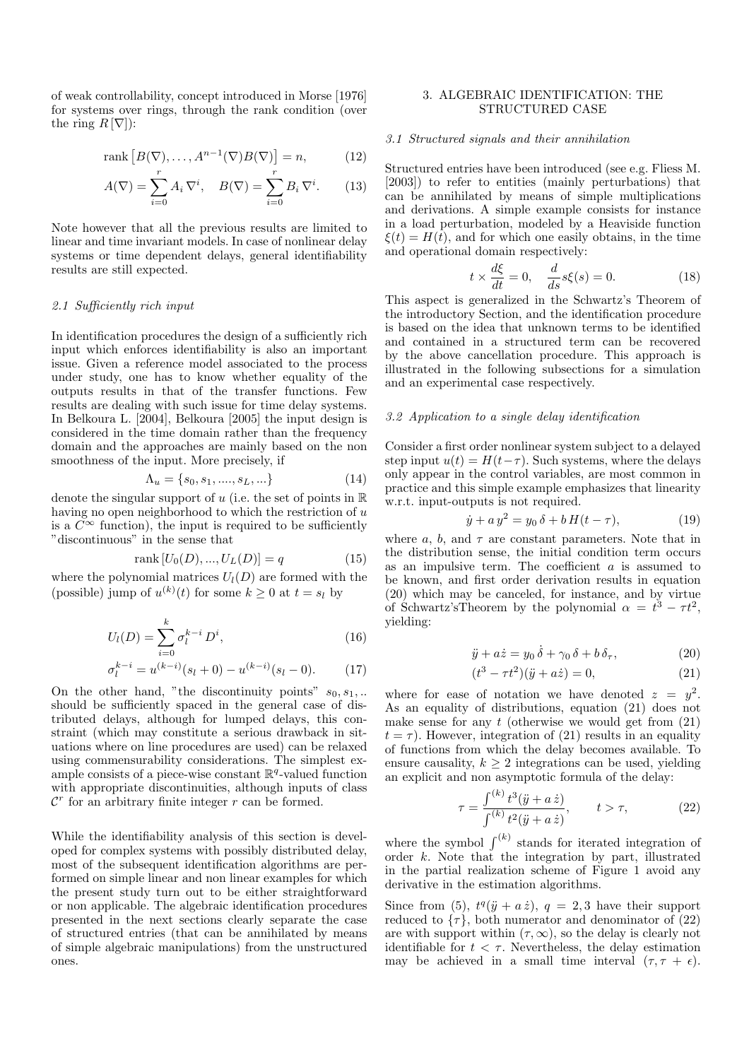of weak controllability, concept introduced in Morse [1976] for systems over rings, through the rank condition (over the ring $R[\nabla]$):

$$\text{rank}\left[B(\nabla), \ldots, A^{n-1}(\nabla)B(\nabla)\right] = n, \tag{12}$$

$$A(\nabla) = \sum_{i=0}^{r} A_i \nabla^i, \quad B(\nabla) = \sum_{i=0}^{r} B_i \nabla^i. \tag{13}$$

Note however that all the previous results are limited to linear and time invariant models. In case of nonlinear delay systems or time dependent delays, general identifiability results are still expected.

### 2.1 Sufficiently rich input

In identification procedures the design of a sufficiently rich input which enforces identifiability is also an important issue. Given a reference model associated to the process under study, one has to know whether equality of the outputs results in that of the transfer functions. Few results are dealing with such issue for time delay systems. In Belkoura L. [2004], Belkoura [2005] the input design is considered in the time domain rather than the frequency domain and the approaches are mainly based on the non smoothness of the input. More precisely, if

$$\Lambda_u = \{s_0, s_1, ...., s_L, ...\} \tag{14}$$

denote the singular support of $u$ (i.e. the set of points in $\mathbb{R}$ having no open neighborhood to which the restriction of $u$ is a $C^\infty$ function), the input is required to be sufficiently "discontinuous" in the sense that

$$\text{rank}\left[U_0(D), ..., U_L(D)\right] = q \tag{15}$$

where the polynomial matrices $U_l(D)$ are formed with the (possible) jump of $u^{(k)}(t)$ for some $k \geq 0$ at $t = s_l$ by

$$U_l(D) = \sum_{i=0}^{k} \sigma_l^{k-i} D^i, \tag{16}$$

$$\sigma_l^{k-i} = u^{(k-i)}(s_l + 0) - u^{(k-i)}(s_l - 0). \tag{17}$$

On the other hand, "the discontinuity points" $s_0, s_1, ..$ should be sufficiently spaced in the general case of distributed delays, although for lumped delays, this constraint (which may constitute a serious drawback in situations where on line procedures are used) can be relaxed using commensurability considerations. The simplest example consists of a piece-wise constant $\mathbb{R}^q$-valued function with appropriate discontinuities, although inputs of class $\mathcal{C}^r$ for an arbitrary finite integer $r$ can be formed.

While the identifiability analysis of this section is developed for complex systems with possibly distributed delay, most of the subsequent identification algorithms are performed on simple linear and non linear examples for which the present study turn out to be either straightforward or non applicable. The algebraic identification procedures presented in the next sections clearly separate the case of structured entries (that can be annihilated by means of simple algebraic manipulations) from the unstructured ones.

## 3. ALGEBRAIC IDENTIFICATION: THE STRUCTURED CASE

### 3.1 Structured signals and their annihilation

Structured entries have been introduced (see e.g. Fliess M. [2003]) to refer to entities (mainly perturbations) that can be annihilated by means of simple multiplications and derivations. A simple example consists for instance in a load perturbation, modeled by a Heaviside function $\xi(t) = H(t)$, and for which one easily obtains, in the time and operational domain respectively:

$$t \times \frac{d\xi}{dt} = 0, \quad \frac{d}{ds} s\xi(s) = 0. \tag{18}$$

This aspect is generalized in the Schwartz's Theorem of the introductory Section, and the identification procedure is based on the idea that unknown terms to be identified and contained in a structured term can be recovered by the above cancellation procedure. This approach is illustrated in the following subsections for a simulation and an experimental case respectively.

### 3.2 Application to a single delay identification

Consider a first order nonlinear system subject to a delayed step input $u(t) = H(t-\tau)$. Such systems, where the delays only appear in the control variables, are most common in practice and this simple example emphasizes that linearity w.r.t. input-outputs is not required.

$$\dot{y} + a\, y^2 = y_0\, \delta + b\, H(t-\tau), \tag{19}$$

where $a$, $b$, and $\tau$ are constant parameters. Note that in the distribution sense, the initial condition term occurs as an impulsive term. The coefficient $a$ is assumed to be known, and first order derivation results in equation (20) which may be canceled, for instance, and by virtue of Schwartz'sTheorem by the polynomial $\alpha = t^3 - \tau t^2$, yielding:

$$\ddot{y} + a\dot{z} = y_0\, \dot{\delta} + \gamma_0\, \delta + b\, \delta_\tau, \tag{20}$$

$$(t^3 - \tau t^2)(\ddot{y} + a\dot{z}) = 0, \tag{21}$$

where for ease of notation we have denoted $z = y^2$. As an equality of distributions, equation (21) does not make sense for any $t$ (otherwise we would get from (21) $t = \tau$). However, integration of (21) results in an equality of functions from which the delay becomes available. To ensure causality, $k \geq 2$ integrations can be used, yielding an explicit and non asymptotic formula of the delay:

$$\tau = \frac{\int^{(k)} t^3(\ddot{y} + a\,\dot{z})}{\int^{(k)} t^2(\ddot{y} + a\,\dot{z})}, \qquad t > \tau, \tag{22}$$

where the symbol $\int^{(k)}$ stands for iterated integration of order $k$. Note that the integration by part, illustrated in the partial realization scheme of Figure 1 avoid any derivative in the estimation algorithms.

Since from (5), $t^q(\ddot{y} + a\,\dot{z})$, $q = 2, 3$ have their support reduced to $\{\tau\}$, both numerator and denominator of (22) are with support within $(\tau, \infty)$, so the delay is clearly not identifiable for $t < \tau$. Nevertheless, the delay estimation may be achieved in a small time interval $(\tau, \tau + \epsilon)$.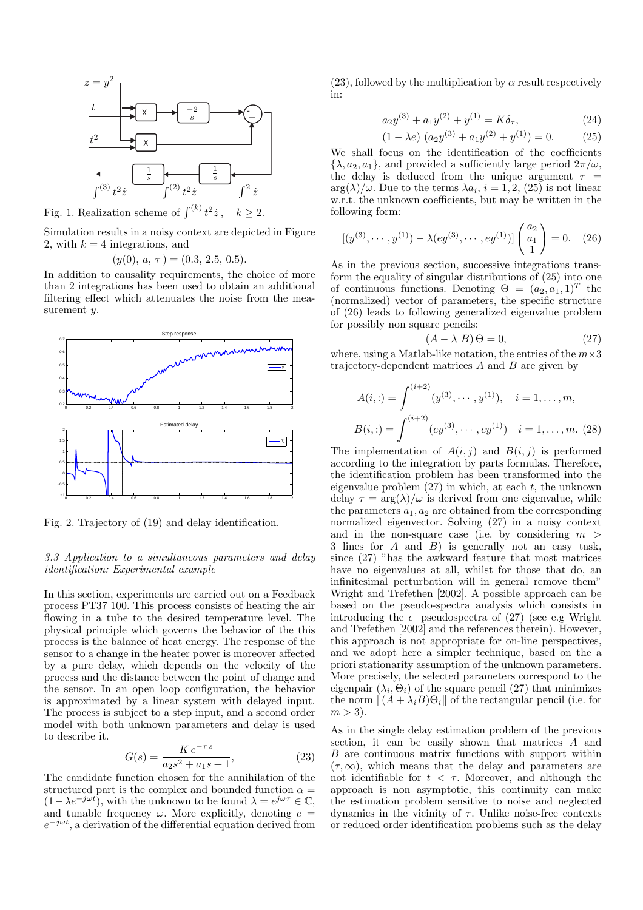Fig. 1. Realization scheme of $\int^{(k)} t^2 \dot{z}\,,\quad k \geq 2$.

Simulation results in a noisy context are depicted in Figure 2, with $k = 4$ integrations, and

$$(y(0),\ a,\ \tau) = (0.3,\ 2.5,\ 0.5).$$

In addition to causality requirements, the choice of more than 2 integrations has been used to obtain an additional filtering effect which attenuates the noise from the measurement $y$.

Fig. 2. Trajectory of (19) and delay identification.

*3.3 Application to a simultaneous parameters and delay identification: Experimental example*

In this section, experiments are carried out on a Feedback process PT37 100. This process consists of heating the air flowing in a tube to the desired temperature level. The physical principle which governs the behavior of the this process is the balance of heat energy. The response of the sensor to a change in the heater power is moreover affected by a pure delay, which depends on the velocity of the process and the distance between the point of change and the sensor. In an open loop configuration, the behavior is approximated by a linear system with delayed input. The process is subject to a step input, and a second order model with both unknown parameters and delay is used to describe it.

$$G(s) = \frac{K\, e^{-\tau\, s}}{a_2 s^2 + a_1 s + 1}, \tag{23}$$

The candidate function chosen for the annihilation of the structured part is the complex and bounded function $\alpha = (1 - \lambda e^{-j\omega t})$, with the unknown to be found $\lambda = e^{j\omega\tau} \in \mathbb{C}$, and tunable frequency $\omega$. More explicitly, denoting $e = e^{-j\omega t}$, a derivation of the differential equation derived from (23), followed by the multiplication by $\alpha$ result respectively in:

$$a_2 y^{(3)} + a_1 y^{(2)} + y^{(1)} = K\delta_\tau, \tag{24}$$

$$(1 - \lambda e)\ (a_2 y^{(3)} + a_1 y^{(2)} + y^{(1)}) = 0. \tag{25}$$

We shall focus on the identification of the coefficients $\{\lambda, a_2, a_1\}$, and provided a sufficiently large period $2\pi/\omega$, the delay is deduced from the unique argument $\tau = \arg(\lambda)/\omega$. Due to the terms $\lambda a_i$, $i = 1, 2$, (25) is not linear w.r.t. the unknown coefficients, but may be written in the following form:

$$[(y^{(3)}, \cdots, y^{(1)}) - \lambda(ey^{(3)}, \cdots, ey^{(1)})] \begin{pmatrix} a_2 \\ a_1 \\ 1 \end{pmatrix} = 0. \tag{26}$$

As in the previous section, successive integrations transform the equality of singular distributions of (25) into one of continuous functions. Denoting $\Theta = (a_2, a_1, 1)^T$ the (normalized) vector of parameters, the specific structure of (26) leads to following generalized eigenvalue problem for possibly non square pencils:

$$(A - \lambda\ B)\,\Theta = 0, \tag{27}$$

where, using a Matlab-like notation, the entries of the $m \times 3$ trajectory-dependent matrices $A$ and $B$ are given by

$$A(i,:) = \int^{(i+2)} (y^{(3)}, \cdots, y^{(1)}), \quad i = 1, \ldots, m,$$

$$B(i,:) = \int^{(i+2)} (ey^{(3)}, \cdots, ey^{(1)}) \quad i = 1, \ldots, m. \tag{28}$$

The implementation of $A(i,j)$ and $B(i,j)$ is performed according to the integration by parts formulas. Therefore, the identification problem has been transformed into the eigenvalue problem (27) in which, at each $t$, the unknown delay $\tau = \arg(\lambda)/\omega$ is derived from one eigenvalue, while the parameters $a_1, a_2$ are obtained from the corresponding normalized eigenvector. Solving (27) in a noisy context and in the non-square case (i.e. by considering $m > 3$ lines for $A$ and $B$) is generally not an easy task, since (27) "has the awkward feature that most matrices have no eigenvalues at all, whilst for those that do, an infinitesimal perturbation will in general remove them" Wright and Trefethen [2002]. A possible approach can be based on the pseudo-spectra analysis which consists in introducing the $\epsilon-$pseudospectra of (27) (see e.g Wright and Trefethen [2002] and the references therein). However, this approach is not appropriate for on-line perspectives, and we adopt here a simpler technique, based on the a priori stationarity assumption of the unknown parameters. More precisely, the selected parameters correspond to the eigenpair $(\lambda_i, \Theta_i)$ of the square pencil (27) that minimizes the norm $\|(A + \lambda_i B)\Theta_i\|$ of the rectangular pencil (i.e. for $m > 3$).

As in the single delay estimation problem of the previous section, it can be easily shown that matrices $A$ and $B$ are continuous matrix functions with support within $(\tau, \infty)$, which means that the delay and parameters are not identifiable for $t < \tau$. Moreover, and although the approach is non asymptotic, this continuity can make the estimation problem sensitive to noise and neglected dynamics in the vicinity of $\tau$. Unlike noise-free contexts or reduced order identification problems such as the delay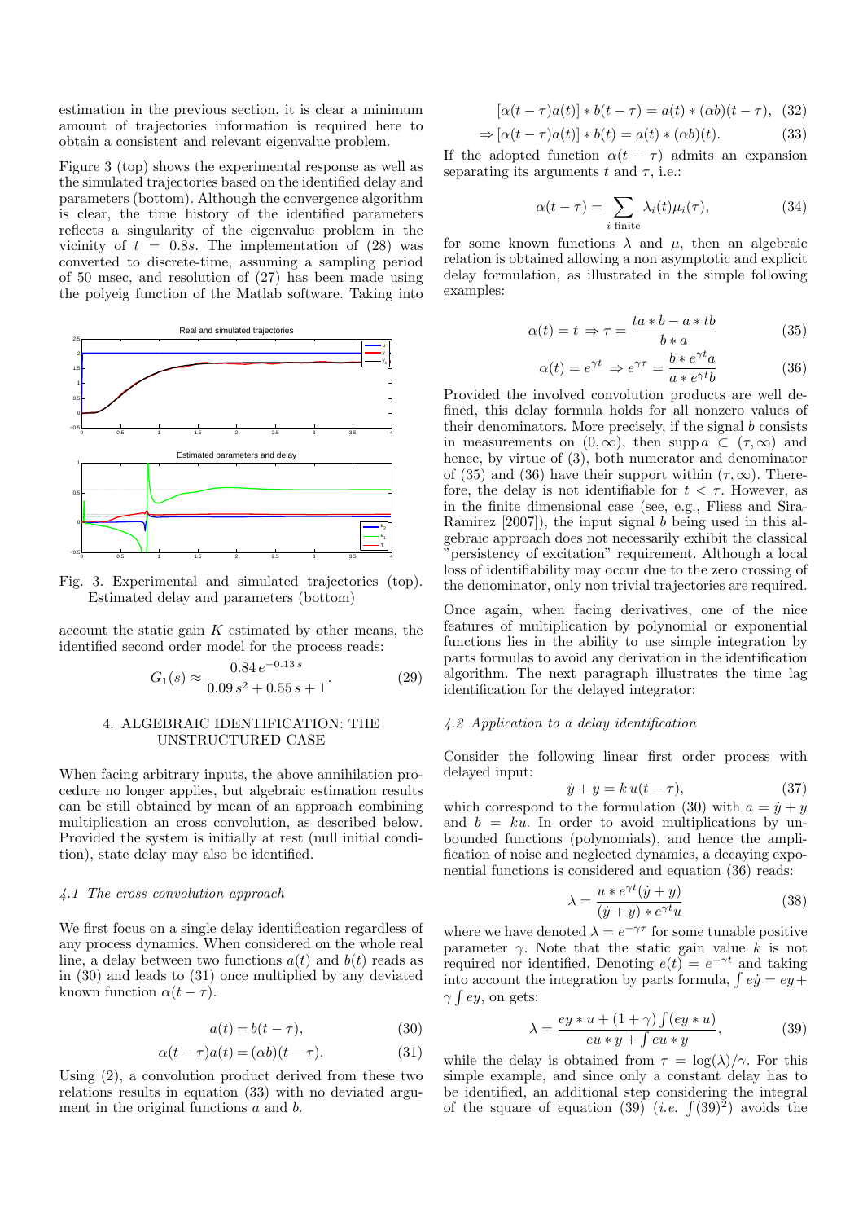estimation in the previous section, it is clear a minimum amount of trajectories information is required here to obtain a consistent and relevant eigenvalue problem.

Figure 3 (top) shows the experimental response as well as the simulated trajectories based on the identified delay and parameters (bottom). Although the convergence algorithm is clear, the time history of the identified parameters reflects a singularity of the eigenvalue problem in the vicinity of $t = 0.8s$. The implementation of (28) was converted to discrete-time, assuming a sampling period of 50 msec, and resolution of (27) has been made using the polyeig function of the Matlab software. Taking into account the static gain $K$ estimated by other means, the identified second order model for the process reads:

$$G_1(s) \approx \frac{0.84\, e^{-0.13\, s}}{0.09\, s^2 + 0.55\, s + 1}. \tag{29}$$

Fig. 3. Experimental and simulated trajectories (top). Estimated delay and parameters (bottom)

## 4. ALGEBRAIC IDENTIFICATION: THE UNSTRUCTURED CASE

When facing arbitrary inputs, the above annihilation procedure no longer applies, but algebraic estimation results can be still obtained by mean of an approach combining multiplication an cross convolution, as described below. Provided the system is initially at rest (null initial condition), state delay may also be identified.

### 4.1 The cross convolution approach

We first focus on a single delay identification regardless of any process dynamics. When considered on the whole real line, a delay between two functions $a(t)$ and $b(t)$ reads as in (30) and leads to (31) once multiplied by any deviated known function $\alpha(t-\tau)$.

$$a(t) = b(t-\tau), \tag{30}$$

$$\alpha(t-\tau)a(t) = (\alpha b)(t-\tau). \tag{31}$$

Using (2), a convolution product derived from these two relations results in equation (33) with no deviated argument in the original functions $a$ and $b$.

$$[\alpha(t-\tau)a(t)] * b(t-\tau) = a(t) * (\alpha b)(t-\tau), \tag{32}$$

$$\Rightarrow [\alpha(t-\tau)a(t)] * b(t) = a(t) * (\alpha b)(t). \tag{33}$$

If the adopted function $\alpha(t-\tau)$ admits an expansion separating its arguments $t$ and $\tau$, i.e.:

$$\alpha(t-\tau) = \sum_{i \text{ finite}} \lambda_i(t)\mu_i(\tau), \tag{34}$$

for some known functions $\lambda$ and $\mu$, then an algebraic relation is obtained allowing a non asymptotic and explicit delay formulation, as illustrated in the simple following examples:

$$\alpha(t) = t \Rightarrow \tau = \frac{ta * b - a * tb}{b * a} \tag{35}$$

$$\alpha(t) = e^{\gamma t} \Rightarrow e^{\gamma\tau} = \frac{b * e^{\gamma t}a}{a * e^{\gamma t}b} \tag{36}$$

Provided the involved convolution products are well defined, this delay formula holds for all nonzero values of their denominators. More precisely, if the signal $b$ consists in measurements on $(0,\infty)$, then $\operatorname{supp} a \subset (\tau,\infty)$ and hence, by virtue of (3), both numerator and denominator of (35) and (36) have their support within $(\tau,\infty)$. Therefore, the delay is not identifiable for $t < \tau$. However, as in the finite dimensional case (see, e.g., Fliess and Sira-Ramirez [2007]), the input signal $b$ being used in this algebraic approach does not necessarily exhibit the classical "persistency of excitation" requirement. Although a local loss of identifiability may occur due to the zero crossing of the denominator, only non trivial trajectories are required.

Once again, when facing derivatives, one of the nice features of multiplication by polynomial or exponential functions lies in the ability to use simple integration by parts formulas to avoid any derivation in the identification algorithm. The next paragraph illustrates the time lag identification for the delayed integrator:

### 4.2 Application to a delay identification

Consider the following linear first order process with delayed input:

$$\dot{y} + y = k\, u(t-\tau), \tag{37}$$

which correspond to the formulation (30) with $a = \dot{y} + y$ and $b = ku$. In order to avoid multiplications by unbounded functions (polynomials), and hence the amplification of noise and neglected dynamics, a decaying exponential functions is considered and equation (36) reads:

$$\lambda = \frac{u * e^{\gamma t}(\dot{y} + y)}{(\dot{y} + y) * e^{\gamma t}u} \tag{38}$$

where we have denoted $\lambda = e^{-\gamma\tau}$ for some tunable positive parameter $\gamma$. Note that the static gain value $k$ is not required nor identified. Denoting $e(t) = e^{-\gamma t}$ and taking into account the integration by parts formula, $\int e\dot{y} = ey + \gamma \int ey$, on gets:

$$\lambda = \frac{ey * u + (1+\gamma)\int(ey * u)}{eu * y + \int eu * y}, \tag{39}$$

while the delay is obtained from $\tau = \log(\lambda)/\gamma$. For this simple example, and since only a constant delay has to be identified, an additional step considering the integral of the square of equation (39) (*i.e.* $\int (39)^2$) avoids the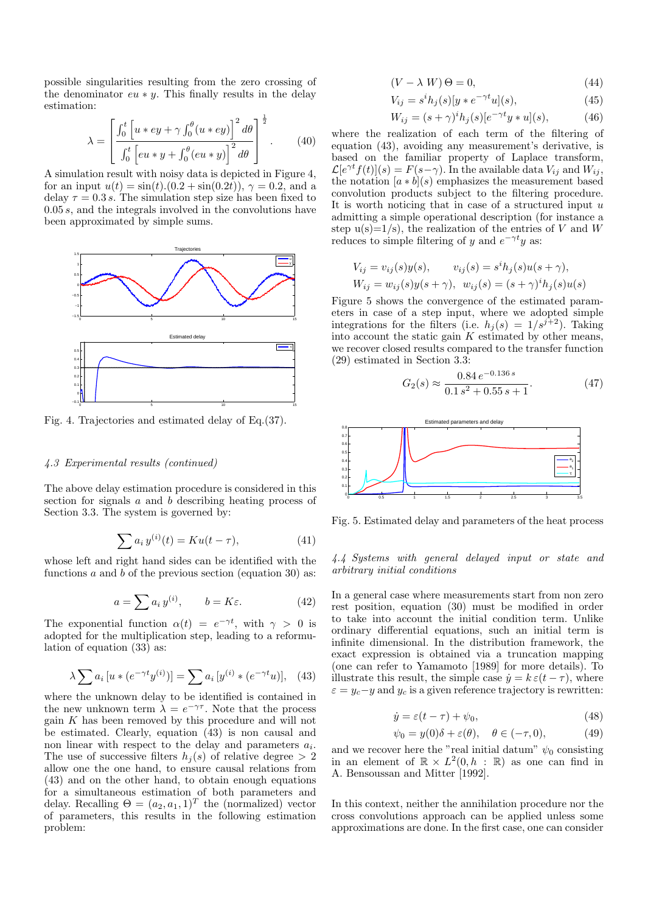possible singularities resulting from the zero crossing of the denominator $eu * y$. This finally results in the delay estimation:

$$
\lambda = \left[ \frac{\int_0^t \left[ u * ey + \gamma \int_0^\theta (u * ey) \right]^2 d\theta}{\int_0^t \left[ eu * y + \int_0^\theta (eu * y) \right]^2 d\theta} \right]^{\frac{1}{2}}. \tag{40}
$$

A simulation result with noisy data is depicted in Figure 4, for an input $u(t) = \sin(t).(0.2 + \sin(0.2t))$, $\gamma = 0.2$, and a delay $\tau = 0.3\,s$. The simulation step size has been fixed to $0.05\,s$, and the integrals involved in the convolutions have been approximated by simple sums.

Fig. 4. Trajectories and estimated delay of Eq.(37).

### 4.3 Experimental results (continued)

The above delay estimation procedure is considered in this section for signals $a$ and $b$ describing heating process of Section 3.3. The system is governed by:

$$
\sum a_i\, y^{(i)}(t) = Ku(t - \tau), \tag{41}
$$

whose left and right hand sides can be identified with the functions $a$ and $b$ of the previous section (equation 30) as:

$$
a = \sum a_i\, y^{(i)}, \qquad b = K\varepsilon. \tag{42}
$$

The exponential function $\alpha(t) = e^{-\gamma t}$, with $\gamma > 0$ is adopted for the multiplication step, leading to a reformulation of equation (33) as:

$$
\lambda \sum a_i \left[u * (e^{-\gamma t} y^{(i)})\right] = \sum a_i \left[y^{(i)} * (e^{-\gamma t} u)\right], \tag{43}
$$

where the unknown delay to be identified is contained in the new unknown term $\lambda = e^{-\gamma \tau}$. Note that the process gain $K$ has been removed by this procedure and will not be estimated. Clearly, equation (43) is non causal and non linear with respect to the delay and parameters $a_i$. The use of successive filters $h_j(s)$ of relative degree $> 2$ allow one the one hand, to ensure causal relations from (43) and on the other hand, to obtain enough equations for a simultaneous estimation of both parameters and delay. Recalling $\Theta = (a_2, a_1, 1)^T$ the (normalized) vector of parameters, this results in the following estimation problem:

$$
(V - \lambda\, W)\, \Theta = 0, \tag{44}
$$

$$
V_{ij} = s^i h_j(s) [y * e^{-\gamma t} u](s), \tag{45}
$$

$$
W_{ij} = (s + \gamma)^i h_j(s) [e^{-\gamma t} y * u](s), \tag{46}
$$

where the realization of each term of the filtering of equation (43), avoiding any measurement's derivative, is based on the familiar property of Laplace transform, $\mathcal{L}[e^{\gamma t} f(t)](s) = F(s - \gamma)$. In the available data $V_{ij}$ and $W_{ij}$, the notation $[a * b](s)$ emphasizes the measurement based convolution products subject to the filtering procedure. It is worth noticing that in case of a structured input $u$ admitting a simple operational description (for instance a step u(s)=1/s), the realization of the entries of $V$ and $W$ reduces to simple filtering of $y$ and $e^{-\gamma t} y$ as:

$$
V_{ij} = v_{ij}(s) y(s), \qquad v_{ij}(s) = s^i h_j(s) u(s + \gamma),
$$

$$
W_{ij} = w_{ij}(s) y(s + \gamma), \quad w_{ij}(s) = (s + \gamma)^i h_j(s) u(s)
$$

Figure 5 shows the convergence of the estimated parameters in case of a step input, where we adopted simple integrations for the filters (i.e. $h_j(s) = 1/s^{j+2}$). Taking into account the static gain $K$ estimated by other means, we recover closed results compared to the transfer function (29) estimated in Section 3.3:

$$
G_2(s) \approx \frac{0.84\, e^{-0.136\, s}}{0.1\, s^2 + 0.55\, s + 1}. \tag{47}
$$

Fig. 5. Estimated delay and parameters of the heat process

### 4.4 Systems with general delayed input or state and arbitrary initial conditions

In a general case where measurements start from non zero rest position, equation (30) must be modified in order to take into account the initial condition term. Unlike ordinary differential equations, such an initial term is infinite dimensional. In the distribution framework, the exact expression is obtained via a truncation mapping (one can refer to Yamamoto [1989] for more details). To illustrate this result, the simple case $\dot{y} = k\,\varepsilon(t - \tau)$, where $\varepsilon = y_c - y$ and $y_c$ is a given reference trajectory is rewritten:

$$
\dot{y} = \varepsilon(t - \tau) + \psi_0, \tag{48}
$$

$$
\psi_0 = y(0)\delta + \varepsilon(\theta), \quad \theta \in (-\tau, 0), \tag{49}
$$

and we recover here the "real initial datum" $\psi_0$ consisting in an element of $\mathbb{R} \times L^2(0, h : \mathbb{R})$ as one can find in A. Bensoussan and Mitter [1992].

In this context, neither the annihilation procedure nor the cross convolutions approach can be applied unless some approximations are done. In the first case, one can consider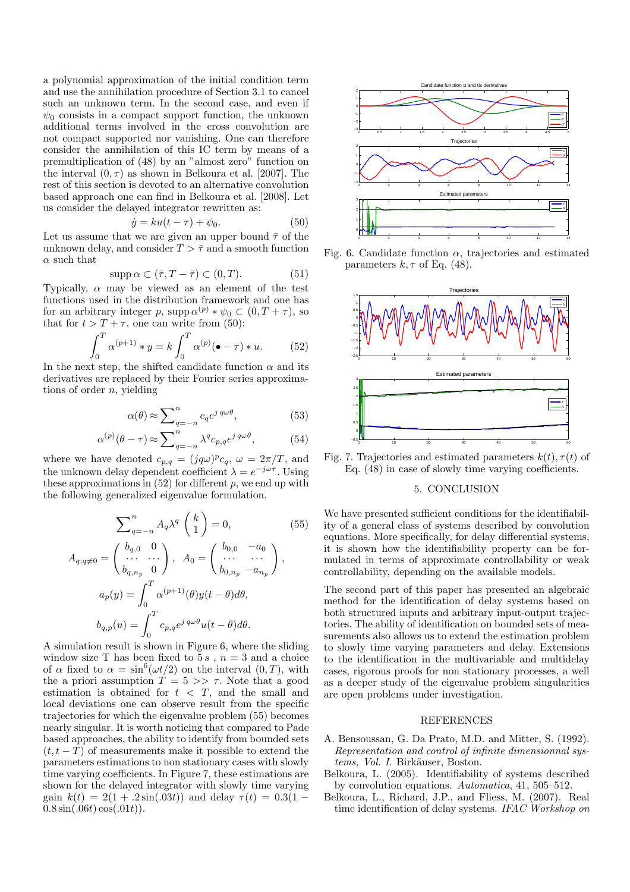a polynomial approximation of the initial condition term and use the annihilation procedure of Section 3.1 to cancel such an unknown term. In the second case, and even if $\psi_0$ consists in a compact support function, the unknown additional terms involved in the cross convolution are not compact supported nor vanishing. One can therefore consider the annihilation of this IC term by means of a premultiplication of (48) by an "almost zero" function on the interval $(0, \tau)$ as shown in Belkoura et al. [2007]. The rest of this section is devoted to an alternative convolution based approach one can find in Belkoura et al. [2008]. Let us consider the delayed integrator rewritten as:

$$\dot{y} = ku(t-\tau) + \psi_0. \tag{50}$$

Let us assume that we are given an upper bound $\bar{\tau}$ of the unknown delay, and consider $T > \bar{\tau}$ and a smooth function $\alpha$ such that

$$\text{supp}\, \alpha \subset (\bar{\tau}, T - \bar{\tau}) \subset (0, T). \tag{51}$$

Typically, $\alpha$ may be viewed as an element of the test functions used in the distribution framework and one has for an arbitrary integer $p$, $\text{supp}\, \alpha^{(p)} * \psi_0 \subset (0, T+\tau)$, so that for $t > T + \tau$, one can write from (50):

$$\int_0^T \alpha^{(p+1)} * y = k \int_0^T \alpha^{(p)}(\bullet - \tau) * u. \tag{52}$$

In the next step, the shifted candidate function $\alpha$ and its derivatives are replaced by their Fourier series approximations of order $n$, yielding

$$\alpha(\theta) \approx \sum_{q=-n}^{n} c_q e^{j\, q\omega\theta}, \tag{53}$$

$$\alpha^{(p)}(\theta - \tau) \approx \sum_{q=-n}^{n} \lambda^q c_{p,q} e^{j\, q\omega\theta}, \tag{54}$$

where we have denoted $c_{p,q} = (jq\omega)^p c_q$, $\omega = 2\pi/T$, and the unknown delay dependent coefficient $\lambda = e^{-j\omega\tau}$. Using these approximations in (52) for different $p$, we end up with the following generalized eigenvalue formulation,

$$\sum_{q=-n}^{n} A_q \lambda^q \begin{pmatrix} k \\ 1 \end{pmatrix} = 0, \tag{55}$$

$$A_{q,q\neq 0} = \begin{pmatrix} b_{q,0} & 0 \\ \cdots & \cdots \\ b_{q,n_p} & 0 \end{pmatrix}, \; A_0 = \begin{pmatrix} b_{0,0} & -a_0 \\ \cdots & \cdots \\ b_{0,n_p} & -a_{n_p} \end{pmatrix},$$

$$a_p(y) = \int_0^T \alpha^{(p+1)}(\theta) y(t-\theta) d\theta,$$

$$b_{q,p}(u) = \int_0^T c_{p,q} e^{j\, q\omega\theta} u(t-\theta) d\theta.$$

A simulation result is shown in Figure 6, where the sliding window size T has been fixed to $5\,s$ , $n = 3$ and a choice of $\alpha$ fixed to $\alpha = \sin^6(\omega t/2)$ on the interval $(0, T)$, with the a priori assumption $T = 5 >> \tau$. Note that a good estimation is obtained for $t < T$, and the small and local deviations one can observe result from the specific trajectories for which the eigenvalue problem (55) becomes nearly singular. It is worth noticing that compared to Pade based approaches, the ability to identify from bounded sets $(t, t-T)$ of measurements make it possible to extend the parameters estimations to non stationary cases with slowly time varying coefficients. In Figure 7, these estimations are shown for the delayed integrator with slowly time varying gain $k(t) = 2(1 + .2\sin(.03t))$ and delay $\tau(t) = 0.3(1 - 0.8\sin(.06t)\cos(.01t))$.

Fig. 6. Candidate function $\alpha$, trajectories and estimated parameters $k, \tau$ of Eq. (48).

Fig. 7. Trajectories and estimated parameters $k(t), \tau(t)$ of Eq. (48) in case of slowly time varying coefficients.

## 5. CONCLUSION

We have presented sufficient conditions for the identifiability of a general class of systems described by convolution equations. More specifically, for delay differential systems, it is shown how the identifiability property can be formulated in terms of approximate controllability or weak controllability, depending on the available models.

The second part of this paper has presented an algebraic method for the identification of delay systems based on both structured inputs and arbitrary input-output trajectories. The ability of identification on bounded sets of measurements also allows us to extend the estimation problem to slowly time varying parameters and delay. Extensions to the identification in the multivariable and multidelay cases, rigorous proofs for non stationary processes, a well as a deeper study of the eigenvalue problem singularities are open problems under investigation.

## REFERENCES

A. Bensoussan, G. Da Prato, M.D. and Mitter, S. (1992). *Representation and control of infinite dimensionnal systems, Vol. I.* Birkäuser, Boston.

Belkoura, L. (2005). Identifiability of systems described by convolution equations. *Automatica*, 41, 505–512.

Belkoura, L., Richard, J.P., and Fliess, M. (2007). Real time identification of delay systems. *IFAC Workshop on*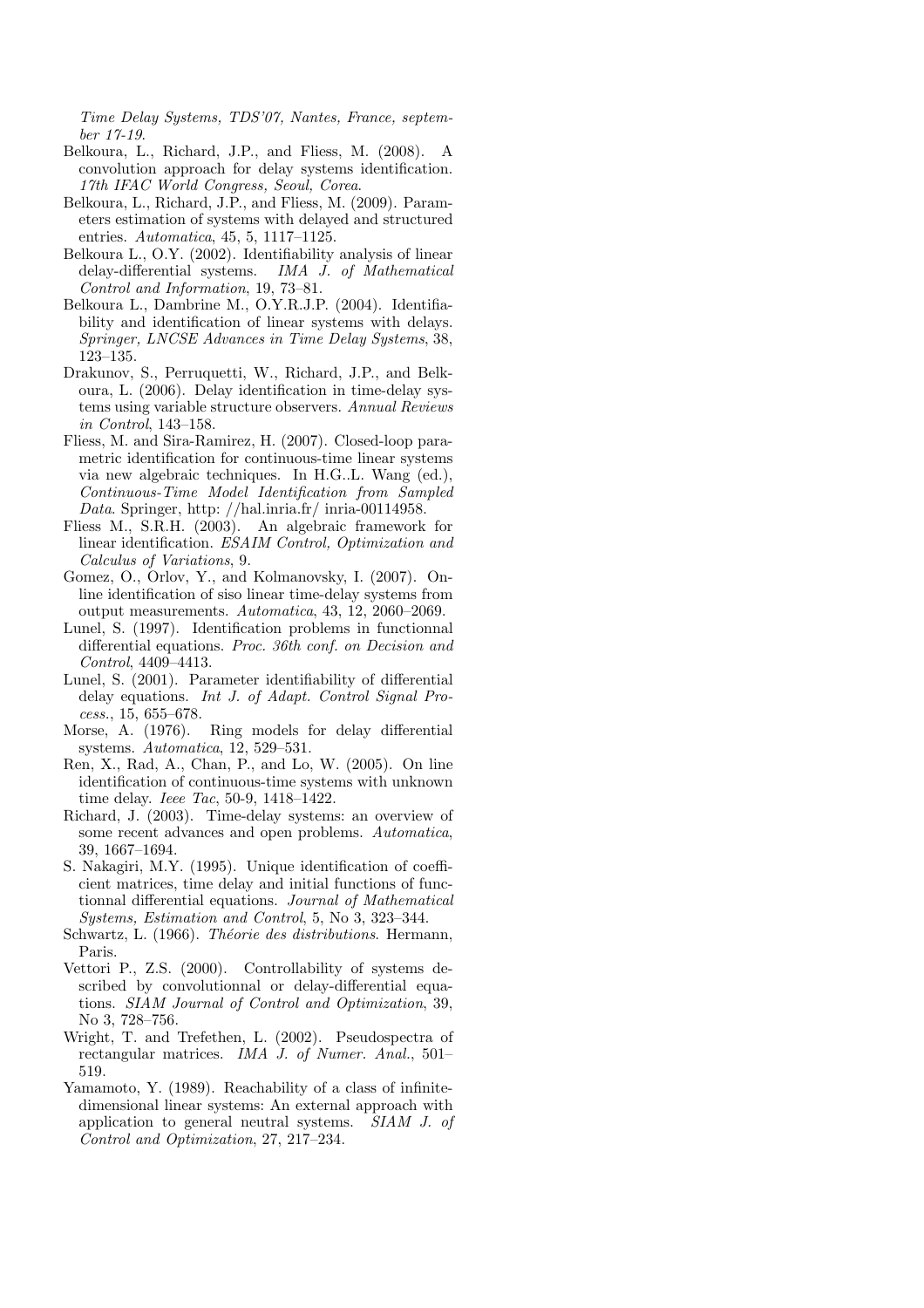*Time Delay Systems, TDS'07, Nantes, France, september 17-19*.

Belkoura, L., Richard, J.P., and Fliess, M. (2008). A convolution approach for delay systems identification. *17th IFAC World Congress, Seoul, Corea*.

Belkoura, L., Richard, J.P., and Fliess, M. (2009). Parameters estimation of systems with delayed and structured entries. *Automatica*, 45, 5, 1117–1125.

Belkoura L., O.Y. (2002). Identifiability analysis of linear delay-differential systems. *IMA J. of Mathematical Control and Information*, 19, 73–81.

Belkoura L., Dambrine M., O.Y.R.J.P. (2004). Identifiability and identification of linear systems with delays. *Springer, LNCSE Advances in Time Delay Systems*, 38, 123–135.

Drakunov, S., Perruquetti, W., Richard, J.P., and Belkoura, L. (2006). Delay identification in time-delay systems using variable structure observers. *Annual Reviews in Control*, 143–158.

Fliess, M. and Sira-Ramirez, H. (2007). Closed-loop parametric identification for continuous-time linear systems via new algebraic techniques. In H.G..L. Wang (ed.), *Continuous-Time Model Identification from Sampled Data*. Springer, http: //hal.inria.fr/ inria-00114958.

Fliess M., S.R.H. (2003). An algebraic framework for linear identification. *ESAIM Control, Optimization and Calculus of Variations*, 9.

Gomez, O., Orlov, Y., and Kolmanovsky, I. (2007). Online identification of siso linear time-delay systems from output measurements. *Automatica*, 43, 12, 2060–2069.

Lunel, S. (1997). Identification problems in functionnal differential equations. *Proc. 36th conf. on Decision and Control*, 4409–4413.

Lunel, S. (2001). Parameter identifiability of differential delay equations. *Int J. of Adapt. Control Signal Process.*, 15, 655–678.

Morse, A. (1976). Ring models for delay differential systems. *Automatica*, 12, 529–531.

Ren, X., Rad, A., Chan, P., and Lo, W. (2005). On line identification of continuous-time systems with unknown time delay. *Ieee Tac*, 50-9, 1418–1422.

Richard, J. (2003). Time-delay systems: an overview of some recent advances and open problems. *Automatica*, 39, 1667–1694.

S. Nakagiri, M.Y. (1995). Unique identification of coefficient matrices, time delay and initial functions of functionnal differential equations. *Journal of Mathematical Systems, Estimation and Control*, 5, No 3, 323–344.

Schwartz, L. (1966). *Théorie des distributions*. Hermann, Paris.

Vettori P., Z.S. (2000). Controllability of systems described by convolutionnal or delay-differential equations. *SIAM Journal of Control and Optimization*, 39, No 3, 728–756.

Wright, T. and Trefethen, L. (2002). Pseudospectra of rectangular matrices. *IMA J. of Numer. Anal.*, 501–519.

Yamamoto, Y. (1989). Reachability of a class of infinite-dimensional linear systems: An external approach with application to general neutral systems. *SIAM J. of Control and Optimization*, 27, 217–234.